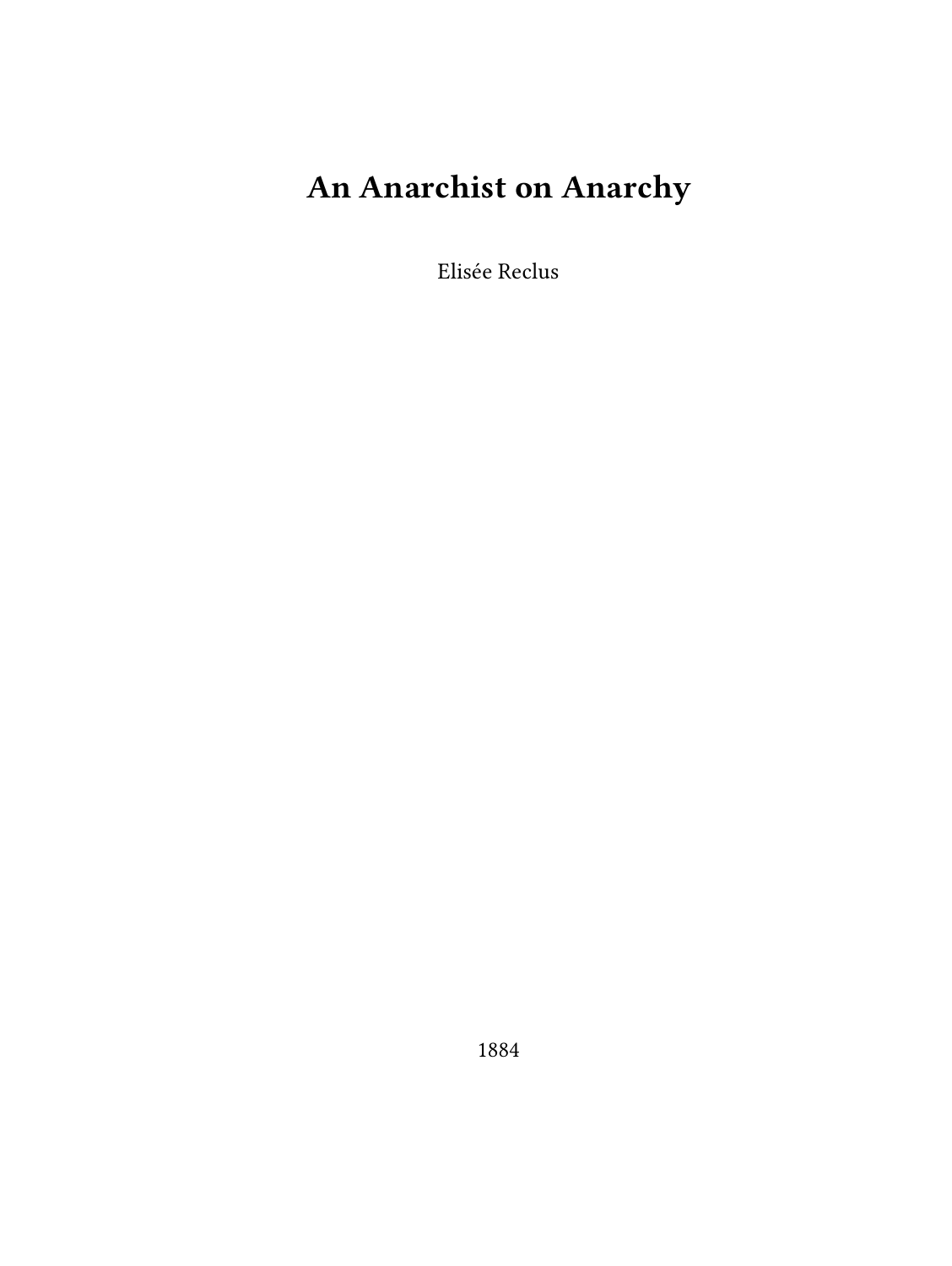# An Anarchist on Anarchy

Elisée Reclus

1884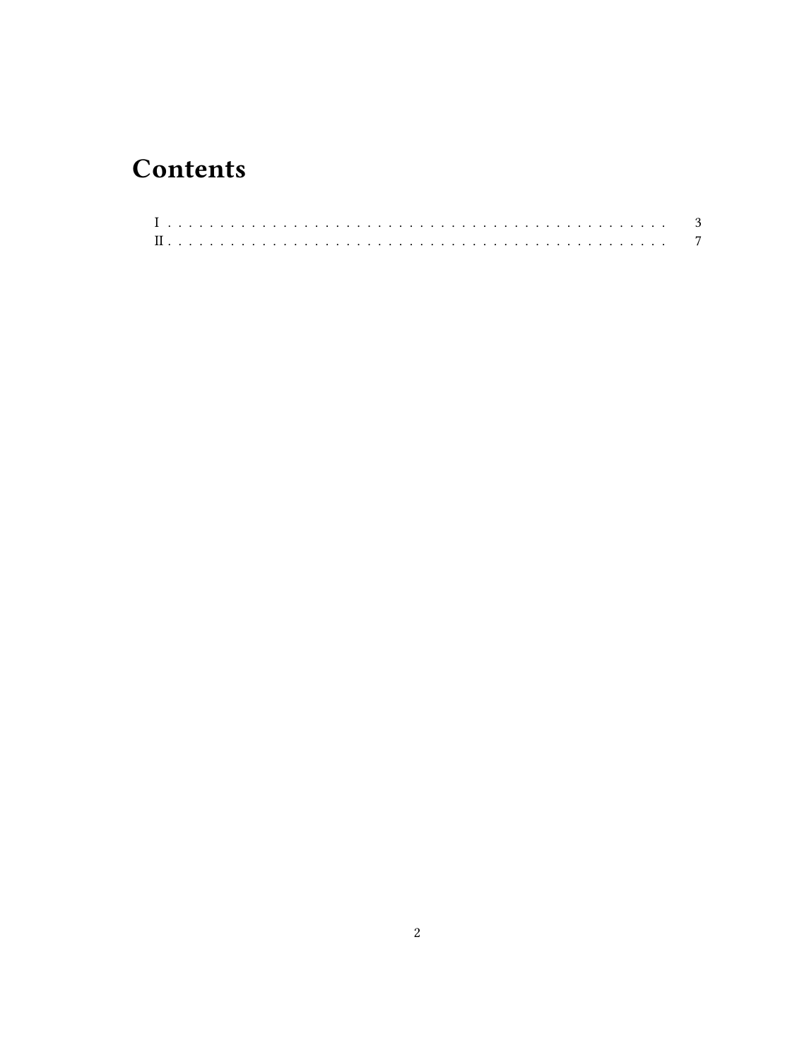# Contents

I . . . . . . . . . . . . . . . . . . . . . . . . . . . . . . . . . . . . . . . . . . . . . . . . . 3

II . . . . . . . . . . . . . . . . . . . . . . . . . . . . . . . . . . . . . . . . . . . . . . . . . 7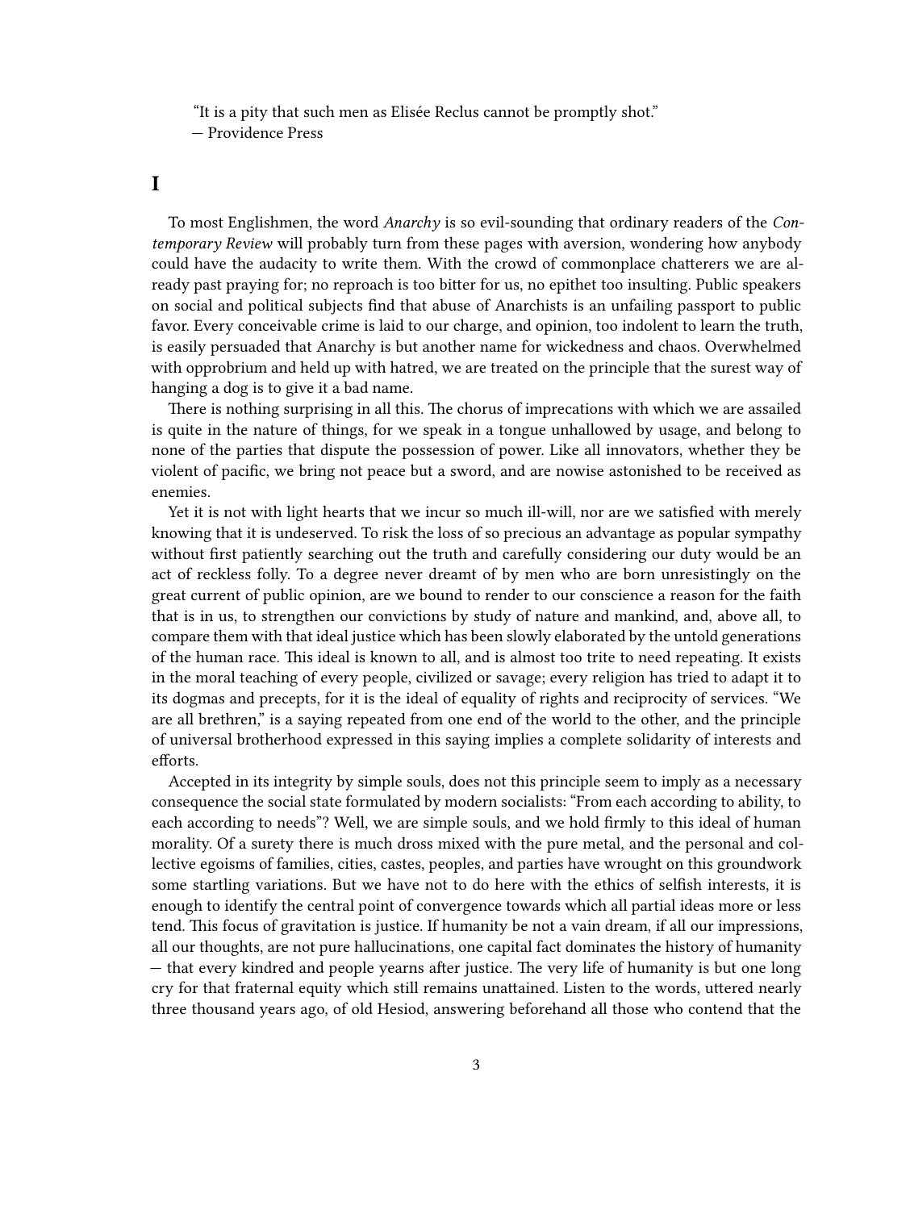> "It is a pity that such men as Elisée Reclus cannot be promptly shot."
> — Providence Press

## I

To most Englishmen, the word *Anarchy* is so evil-sounding that ordinary readers of the *Contemporary Review* will probably turn from these pages with aversion, wondering how anybody could have the audacity to write them. With the crowd of commonplace chatterers we are already past praying for; no reproach is too bitter for us, no epithet too insulting. Public speakers on social and political subjects find that abuse of Anarchists is an unfailing passport to public favor. Every conceivable crime is laid to our charge, and opinion, too indolent to learn the truth, is easily persuaded that Anarchy is but another name for wickedness and chaos. Overwhelmed with opprobrium and held up with hatred, we are treated on the principle that the surest way of hanging a dog is to give it a bad name.

There is nothing surprising in all this. The chorus of imprecations with which we are assailed is quite in the nature of things, for we speak in a tongue unhallowed by usage, and belong to none of the parties that dispute the possession of power. Like all innovators, whether they be violent of pacific, we bring not peace but a sword, and are nowise astonished to be received as enemies.

Yet it is not with light hearts that we incur so much ill-will, nor are we satisfied with merely knowing that it is undeserved. To risk the loss of so precious an advantage as popular sympathy without first patiently searching out the truth and carefully considering our duty would be an act of reckless folly. To a degree never dreamt of by men who are born unresistingly on the great current of public opinion, are we bound to render to our conscience a reason for the faith that is in us, to strengthen our convictions by study of nature and mankind, and, above all, to compare them with that ideal justice which has been slowly elaborated by the untold generations of the human race. This ideal is known to all, and is almost too trite to need repeating. It exists in the moral teaching of every people, civilized or savage; every religion has tried to adapt it to its dogmas and precepts, for it is the ideal of equality of rights and reciprocity of services. "We are all brethren," is a saying repeated from one end of the world to the other, and the principle of universal brotherhood expressed in this saying implies a complete solidarity of interests and efforts.

Accepted in its integrity by simple souls, does not this principle seem to imply as a necessary consequence the social state formulated by modern socialists: "From each according to ability, to each according to needs"? Well, we are simple souls, and we hold firmly to this ideal of human morality. Of a surety there is much dross mixed with the pure metal, and the personal and collective egoisms of families, cities, castes, peoples, and parties have wrought on this groundwork some startling variations. But we have not to do here with the ethics of selfish interests, it is enough to identify the central point of convergence towards which all partial ideas more or less tend. This focus of gravitation is justice. If humanity be not a vain dream, if all our impressions, all our thoughts, are not pure hallucinations, one capital fact dominates the history of humanity — that every kindred and people yearns after justice. The very life of humanity is but one long cry for that fraternal equity which still remains unattained. Listen to the words, uttered nearly three thousand years ago, of old Hesiod, answering beforehand all those who contend that the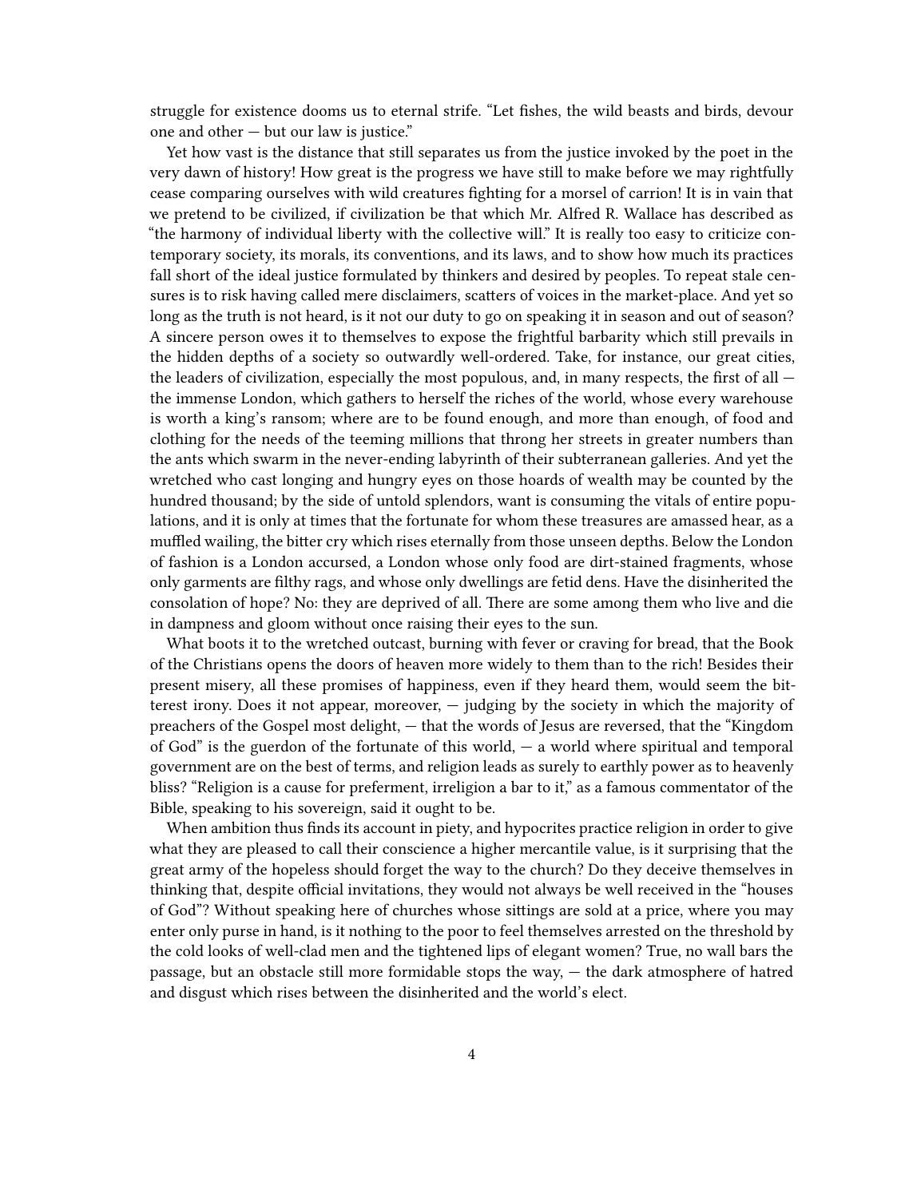struggle for existence dooms us to eternal strife. "Let fishes, the wild beasts and birds, devour one and other — but our law is justice."

Yet how vast is the distance that still separates us from the justice invoked by the poet in the very dawn of history! How great is the progress we have still to make before we may rightfully cease comparing ourselves with wild creatures fighting for a morsel of carrion! It is in vain that we pretend to be civilized, if civilization be that which Mr. Alfred R. Wallace has described as "the harmony of individual liberty with the collective will." It is really too easy to criticize contemporary society, its morals, its conventions, and its laws, and to show how much its practices fall short of the ideal justice formulated by thinkers and desired by peoples. To repeat stale censures is to risk having called mere disclaimers, scatters of voices in the market-place. And yet so long as the truth is not heard, is it not our duty to go on speaking it in season and out of season? A sincere person owes it to themselves to expose the frightful barbarity which still prevails in the hidden depths of a society so outwardly well-ordered. Take, for instance, our great cities, the leaders of civilization, especially the most populous, and, in many respects, the first of all — the immense London, which gathers to herself the riches of the world, whose every warehouse is worth a king's ransom; where are to be found enough, and more than enough, of food and clothing for the needs of the teeming millions that throng her streets in greater numbers than the ants which swarm in the never-ending labyrinth of their subterranean galleries. And yet the wretched who cast longing and hungry eyes on those hoards of wealth may be counted by the hundred thousand; by the side of untold splendors, want is consuming the vitals of entire populations, and it is only at times that the fortunate for whom these treasures are amassed hear, as a muffled wailing, the bitter cry which rises eternally from those unseen depths. Below the London of fashion is a London accursed, a London whose only food are dirt-stained fragments, whose only garments are filthy rags, and whose only dwellings are fetid dens. Have the disinherited the consolation of hope? No: they are deprived of all. There are some among them who live and die in dampness and gloom without once raising their eyes to the sun.

What boots it to the wretched outcast, burning with fever or craving for bread, that the Book of the Christians opens the doors of heaven more widely to them than to the rich! Besides their present misery, all these promises of happiness, even if they heard them, would seem the bitterest irony. Does it not appear, moreover, — judging by the society in which the majority of preachers of the Gospel most delight, — that the words of Jesus are reversed, that the "Kingdom of God" is the guerdon of the fortunate of this world, — a world where spiritual and temporal government are on the best of terms, and religion leads as surely to earthly power as to heavenly bliss? "Religion is a cause for preferment, irreligion a bar to it," as a famous commentator of the Bible, speaking to his sovereign, said it ought to be.

When ambition thus finds its account in piety, and hypocrites practice religion in order to give what they are pleased to call their conscience a higher mercantile value, is it surprising that the great army of the hopeless should forget the way to the church? Do they deceive themselves in thinking that, despite official invitations, they would not always be well received in the "houses of God"? Without speaking here of churches whose sittings are sold at a price, where you may enter only purse in hand, is it nothing to the poor to feel themselves arrested on the threshold by the cold looks of well-clad men and the tightened lips of elegant women? True, no wall bars the passage, but an obstacle still more formidable stops the way, — the dark atmosphere of hatred and disgust which rises between the disinherited and the world's elect.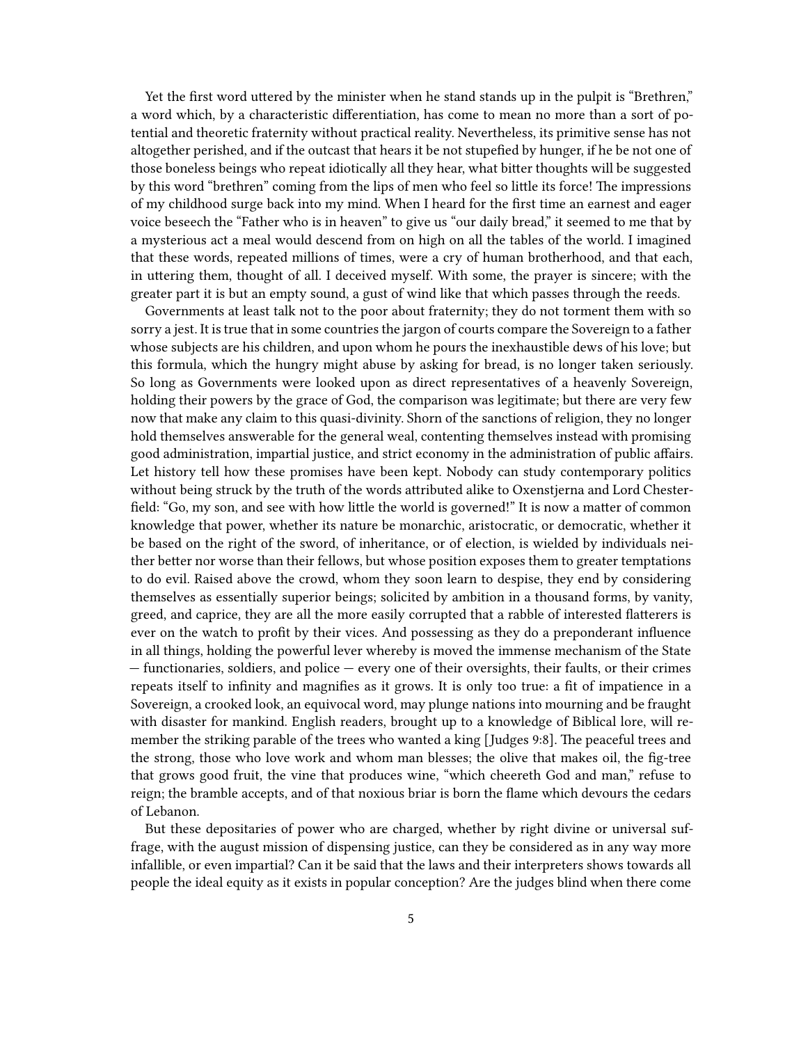Yet the first word uttered by the minister when he stand stands up in the pulpit is "Brethren," a word which, by a characteristic differentiation, has come to mean no more than a sort of potential and theoretic fraternity without practical reality. Nevertheless, its primitive sense has not altogether perished, and if the outcast that hears it be not stupefied by hunger, if he be not one of those boneless beings who repeat idiotically all they hear, what bitter thoughts will be suggested by this word "brethren" coming from the lips of men who feel so little its force! The impressions of my childhood surge back into my mind. When I heard for the first time an earnest and eager voice beseech the "Father who is in heaven" to give us "our daily bread," it seemed to me that by a mysterious act a meal would descend from on high on all the tables of the world. I imagined that these words, repeated millions of times, were a cry of human brotherhood, and that each, in uttering them, thought of all. I deceived myself. With some, the prayer is sincere; with the greater part it is but an empty sound, a gust of wind like that which passes through the reeds.

Governments at least talk not to the poor about fraternity; they do not torment them with so sorry a jest. It is true that in some countries the jargon of courts compare the Sovereign to a father whose subjects are his children, and upon whom he pours the inexhaustible dews of his love; but this formula, which the hungry might abuse by asking for bread, is no longer taken seriously. So long as Governments were looked upon as direct representatives of a heavenly Sovereign, holding their powers by the grace of God, the comparison was legitimate; but there are very few now that make any claim to this quasi-divinity. Shorn of the sanctions of religion, they no longer hold themselves answerable for the general weal, contenting themselves instead with promising good administration, impartial justice, and strict economy in the administration of public affairs. Let history tell how these promises have been kept. Nobody can study contemporary politics without being struck by the truth of the words attributed alike to Oxenstjerna and Lord Chesterfield: "Go, my son, and see with how little the world is governed!" It is now a matter of common knowledge that power, whether its nature be monarchic, aristocratic, or democratic, whether it be based on the right of the sword, of inheritance, or of election, is wielded by individuals neither better nor worse than their fellows, but whose position exposes them to greater temptations to do evil. Raised above the crowd, whom they soon learn to despise, they end by considering themselves as essentially superior beings; solicited by ambition in a thousand forms, by vanity, greed, and caprice, they are all the more easily corrupted that a rabble of interested flatterers is ever on the watch to profit by their vices. And possessing as they do a preponderant influence in all things, holding the powerful lever whereby is moved the immense mechanism of the State — functionaries, soldiers, and police — every one of their oversights, their faults, or their crimes repeats itself to infinity and magnifies as it grows. It is only too true: a fit of impatience in a Sovereign, a crooked look, an equivocal word, may plunge nations into mourning and be fraught with disaster for mankind. English readers, brought up to a knowledge of Biblical lore, will remember the striking parable of the trees who wanted a king [Judges 9:8]. The peaceful trees and the strong, those who love work and whom man blesses; the olive that makes oil, the fig-tree that grows good fruit, the vine that produces wine, "which cheereth God and man," refuse to reign; the bramble accepts, and of that noxious briar is born the flame which devours the cedars of Lebanon.

But these depositaries of power who are charged, whether by right divine or universal suffrage, with the august mission of dispensing justice, can they be considered as in any way more infallible, or even impartial? Can it be said that the laws and their interpreters shows towards all people the ideal equity as it exists in popular conception? Are the judges blind when there come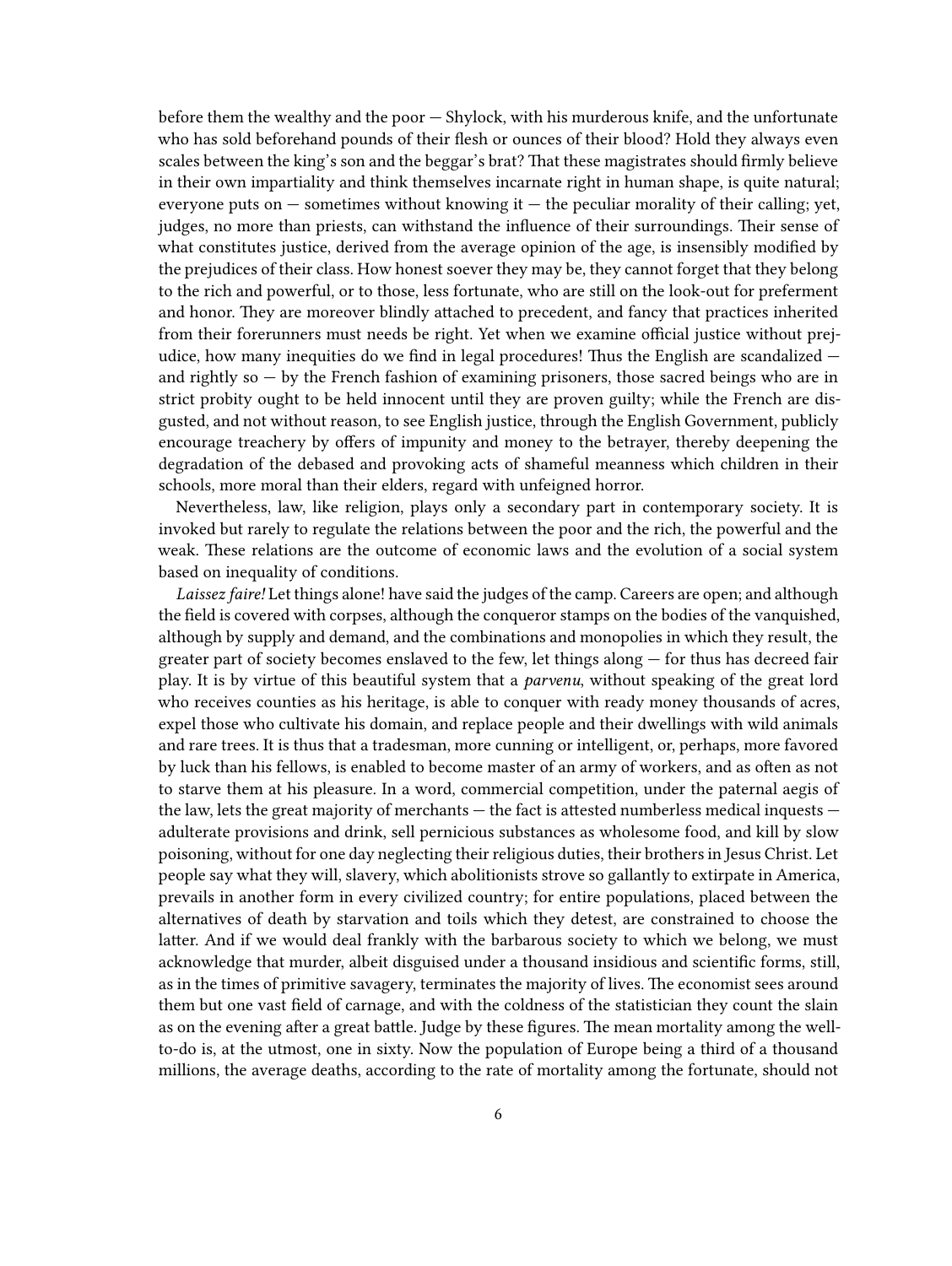before them the wealthy and the poor — Shylock, with his murderous knife, and the unfortunate who has sold beforehand pounds of their flesh or ounces of their blood? Hold they always even scales between the king's son and the beggar's brat? That these magistrates should firmly believe in their own impartiality and think themselves incarnate right in human shape, is quite natural; everyone puts on — sometimes without knowing it — the peculiar morality of their calling; yet, judges, no more than priests, can withstand the influence of their surroundings. Their sense of what constitutes justice, derived from the average opinion of the age, is insensibly modified by the prejudices of their class. How honest soever they may be, they cannot forget that they belong to the rich and powerful, or to those, less fortunate, who are still on the look-out for preferment and honor. They are moreover blindly attached to precedent, and fancy that practices inherited from their forerunners must needs be right. Yet when we examine official justice without prejudice, how many inequities do we find in legal procedures! Thus the English are scandalized — and rightly so — by the French fashion of examining prisoners, those sacred beings who are in strict probity ought to be held innocent until they are proven guilty; while the French are disgusted, and not without reason, to see English justice, through the English Government, publicly encourage treachery by offers of impunity and money to the betrayer, thereby deepening the degradation of the debased and provoking acts of shameful meanness which children in their schools, more moral than their elders, regard with unfeigned horror.

Nevertheless, law, like religion, plays only a secondary part in contemporary society. It is invoked but rarely to regulate the relations between the poor and the rich, the powerful and the weak. These relations are the outcome of economic laws and the evolution of a social system based on inequality of conditions.

*Laissez faire!* Let things alone! have said the judges of the camp. Careers are open; and although the field is covered with corpses, although the conqueror stamps on the bodies of the vanquished, although by supply and demand, and the combinations and monopolies in which they result, the greater part of society becomes enslaved to the few, let things along — for thus has decreed fair play. It is by virtue of this beautiful system that a *parvenu*, without speaking of the great lord who receives counties as his heritage, is able to conquer with ready money thousands of acres, expel those who cultivate his domain, and replace people and their dwellings with wild animals and rare trees. It is thus that a tradesman, more cunning or intelligent, or, perhaps, more favored by luck than his fellows, is enabled to become master of an army of workers, and as often as not to starve them at his pleasure. In a word, commercial competition, under the paternal aegis of the law, lets the great majority of merchants — the fact is attested numberless medical inquests — adulterate provisions and drink, sell pernicious substances as wholesome food, and kill by slow poisoning, without for one day neglecting their religious duties, their brothers in Jesus Christ. Let people say what they will, slavery, which abolitionists strove so gallantly to extirpate in America, prevails in another form in every civilized country; for entire populations, placed between the alternatives of death by starvation and toils which they detest, are constrained to choose the latter. And if we would deal frankly with the barbarous society to which we belong, we must acknowledge that murder, albeit disguised under a thousand insidious and scientific forms, still, as in the times of primitive savagery, terminates the majority of lives. The economist sees around them but one vast field of carnage, and with the coldness of the statistician they count the slain as on the evening after a great battle. Judge by these figures. The mean mortality among the well-to-do is, at the utmost, one in sixty. Now the population of Europe being a third of a thousand millions, the average deaths, according to the rate of mortality among the fortunate, should not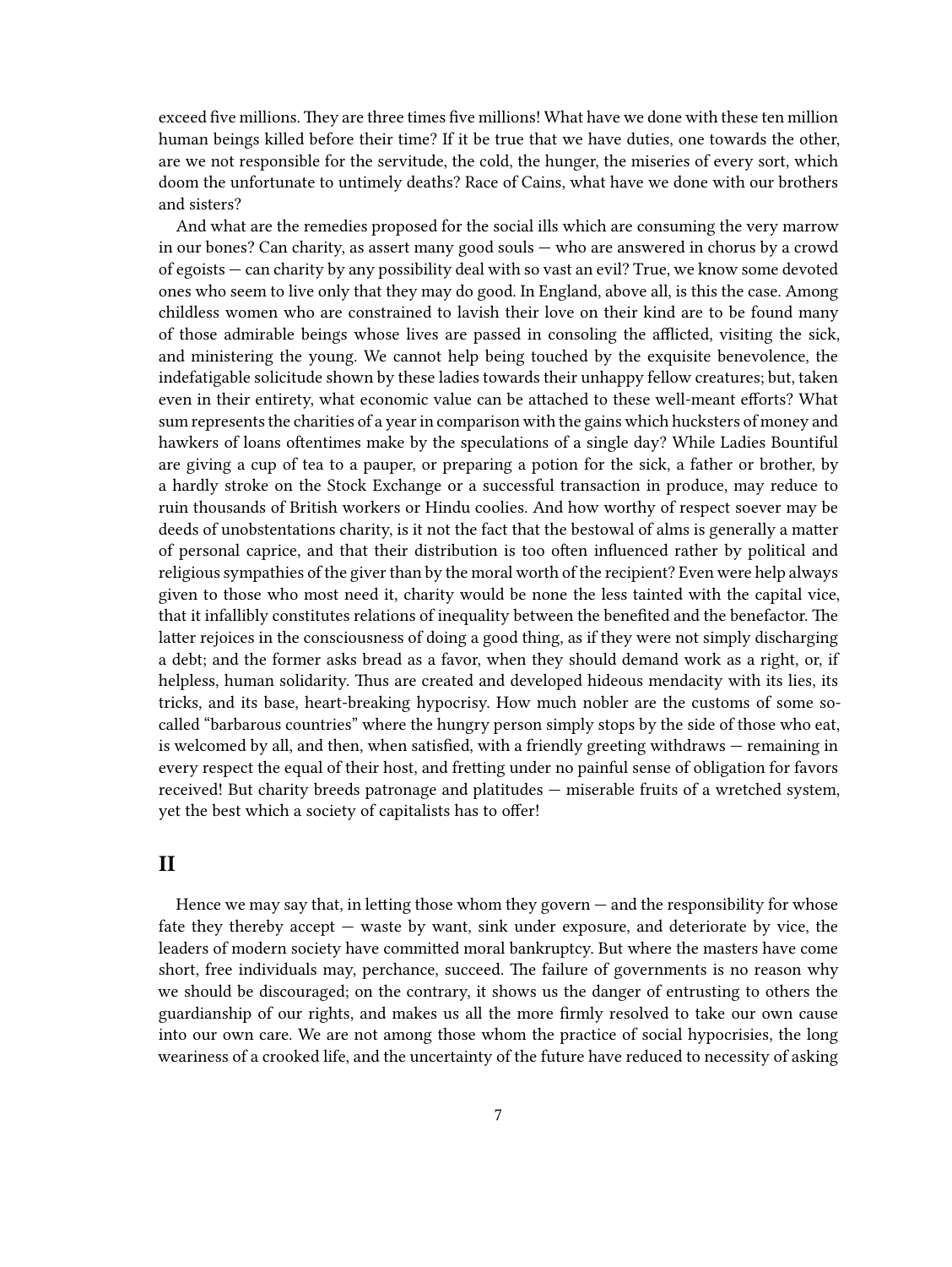exceed five millions. They are three times five millions! What have we done with these ten million human beings killed before their time? If it be true that we have duties, one towards the other, are we not responsible for the servitude, the cold, the hunger, the miseries of every sort, which doom the unfortunate to untimely deaths? Race of Cains, what have we done with our brothers and sisters?

And what are the remedies proposed for the social ills which are consuming the very marrow in our bones? Can charity, as assert many good souls — who are answered in chorus by a crowd of egoists — can charity by any possibility deal with so vast an evil? True, we know some devoted ones who seem to live only that they may do good. In England, above all, is this the case. Among childless women who are constrained to lavish their love on their kind are to be found many of those admirable beings whose lives are passed in consoling the afflicted, visiting the sick, and ministering the young. We cannot help being touched by the exquisite benevolence, the indefatigable solicitude shown by these ladies towards their unhappy fellow creatures; but, taken even in their entirety, what economic value can be attached to these well-meant efforts? What sum represents the charities of a year in comparison with the gains which hucksters of money and hawkers of loans oftentimes make by the speculations of a single day? While Ladies Bountiful are giving a cup of tea to a pauper, or preparing a potion for the sick, a father or brother, by a hardly stroke on the Stock Exchange or a successful transaction in produce, may reduce to ruin thousands of British workers or Hindu coolies. And how worthy of respect soever may be deeds of unobstentations charity, is it not the fact that the bestowal of alms is generally a matter of personal caprice, and that their distribution is too often influenced rather by political and religious sympathies of the giver than by the moral worth of the recipient? Even were help always given to those who most need it, charity would be none the less tainted with the capital vice, that it infallibly constitutes relations of inequality between the benefited and the benefactor. The latter rejoices in the consciousness of doing a good thing, as if they were not simply discharging a debt; and the former asks bread as a favor, when they should demand work as a right, or, if helpless, human solidarity. Thus are created and developed hideous mendacity with its lies, its tricks, and its base, heart-breaking hypocrisy. How much nobler are the customs of some so-called "barbarous countries" where the hungry person simply stops by the side of those who eat, is welcomed by all, and then, when satisfied, with a friendly greeting withdraws — remaining in every respect the equal of their host, and fretting under no painful sense of obligation for favors received! But charity breeds patronage and platitudes — miserable fruits of a wretched system, yet the best which a society of capitalists has to offer!

## II

Hence we may say that, in letting those whom they govern — and the responsibility for whose fate they thereby accept — waste by want, sink under exposure, and deteriorate by vice, the leaders of modern society have committed moral bankruptcy. But where the masters have come short, free individuals may, perchance, succeed. The failure of governments is no reason why we should be discouraged; on the contrary, it shows us the danger of entrusting to others the guardianship of our rights, and makes us all the more firmly resolved to take our own cause into our own care. We are not among those whom the practice of social hypocrisies, the long weariness of a crooked life, and the uncertainty of the future have reduced to necessity of asking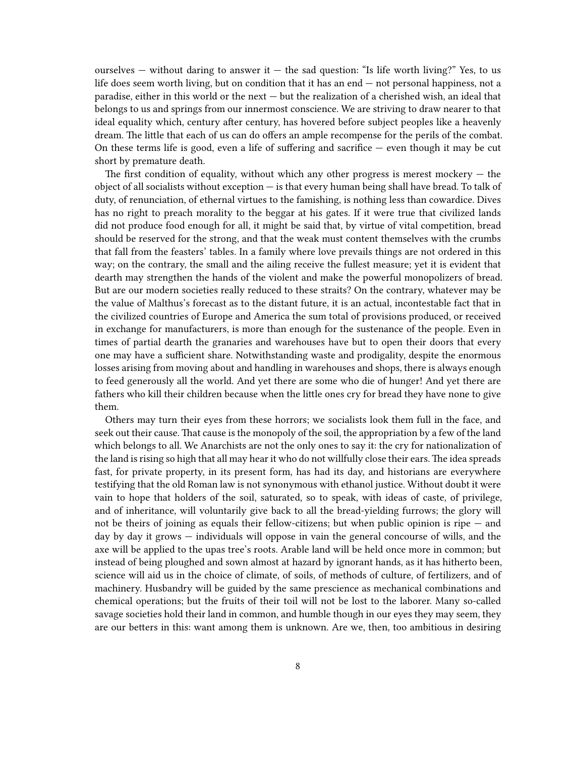ourselves — without daring to answer it — the sad question: "Is life worth living?" Yes, to us life does seem worth living, but on condition that it has an end — not personal happiness, not a paradise, either in this world or the next — but the realization of a cherished wish, an ideal that belongs to us and springs from our innermost conscience. We are striving to draw nearer to that ideal equality which, century after century, has hovered before subject peoples like a heavenly dream. The little that each of us can do offers an ample recompense for the perils of the combat. On these terms life is good, even a life of suffering and sacrifice — even though it may be cut short by premature death.

The first condition of equality, without which any other progress is merest mockery — the object of all socialists without exception — is that every human being shall have bread. To talk of duty, of renunciation, of ethernal virtues to the famishing, is nothing less than cowardice. Dives has no right to preach morality to the beggar at his gates. If it were true that civilized lands did not produce food enough for all, it might be said that, by virtue of vital competition, bread should be reserved for the strong, and that the weak must content themselves with the crumbs that fall from the feasters' tables. In a family where love prevails things are not ordered in this way; on the contrary, the small and the ailing receive the fullest measure; yet it is evident that dearth may strengthen the hands of the violent and make the powerful monopolizers of bread. But are our modern societies really reduced to these straits? On the contrary, whatever may be the value of Malthus's forecast as to the distant future, it is an actual, incontestable fact that in the civilized countries of Europe and America the sum total of provisions produced, or received in exchange for manufacturers, is more than enough for the sustenance of the people. Even in times of partial dearth the granaries and warehouses have but to open their doors that every one may have a sufficient share. Notwithstanding waste and prodigality, despite the enormous losses arising from moving about and handling in warehouses and shops, there is always enough to feed generously all the world. And yet there are some who die of hunger! And yet there are fathers who kill their children because when the little ones cry for bread they have none to give them.

Others may turn their eyes from these horrors; we socialists look them full in the face, and seek out their cause. That cause is the monopoly of the soil, the appropriation by a few of the land which belongs to all. We Anarchists are not the only ones to say it: the cry for nationalization of the land is rising so high that all may hear it who do not willfully close their ears. The idea spreads fast, for private property, in its present form, has had its day, and historians are everywhere testifying that the old Roman law is not synonymous with ethanol justice. Without doubt it were vain to hope that holders of the soil, saturated, so to speak, with ideas of caste, of privilege, and of inheritance, will voluntarily give back to all the bread-yielding furrows; the glory will not be theirs of joining as equals their fellow-citizens; but when public opinion is ripe — and day by day it grows — individuals will oppose in vain the general concourse of wills, and the axe will be applied to the upas tree's roots. Arable land will be held once more in common; but instead of being ploughed and sown almost at hazard by ignorant hands, as it has hitherto been, science will aid us in the choice of climate, of soils, of methods of culture, of fertilizers, and of machinery. Husbandry will be guided by the same prescience as mechanical combinations and chemical operations; but the fruits of their toil will not be lost to the laborer. Many so-called savage societies hold their land in common, and humble though in our eyes they may seem, they are our betters in this: want among them is unknown. Are we, then, too ambitious in desiring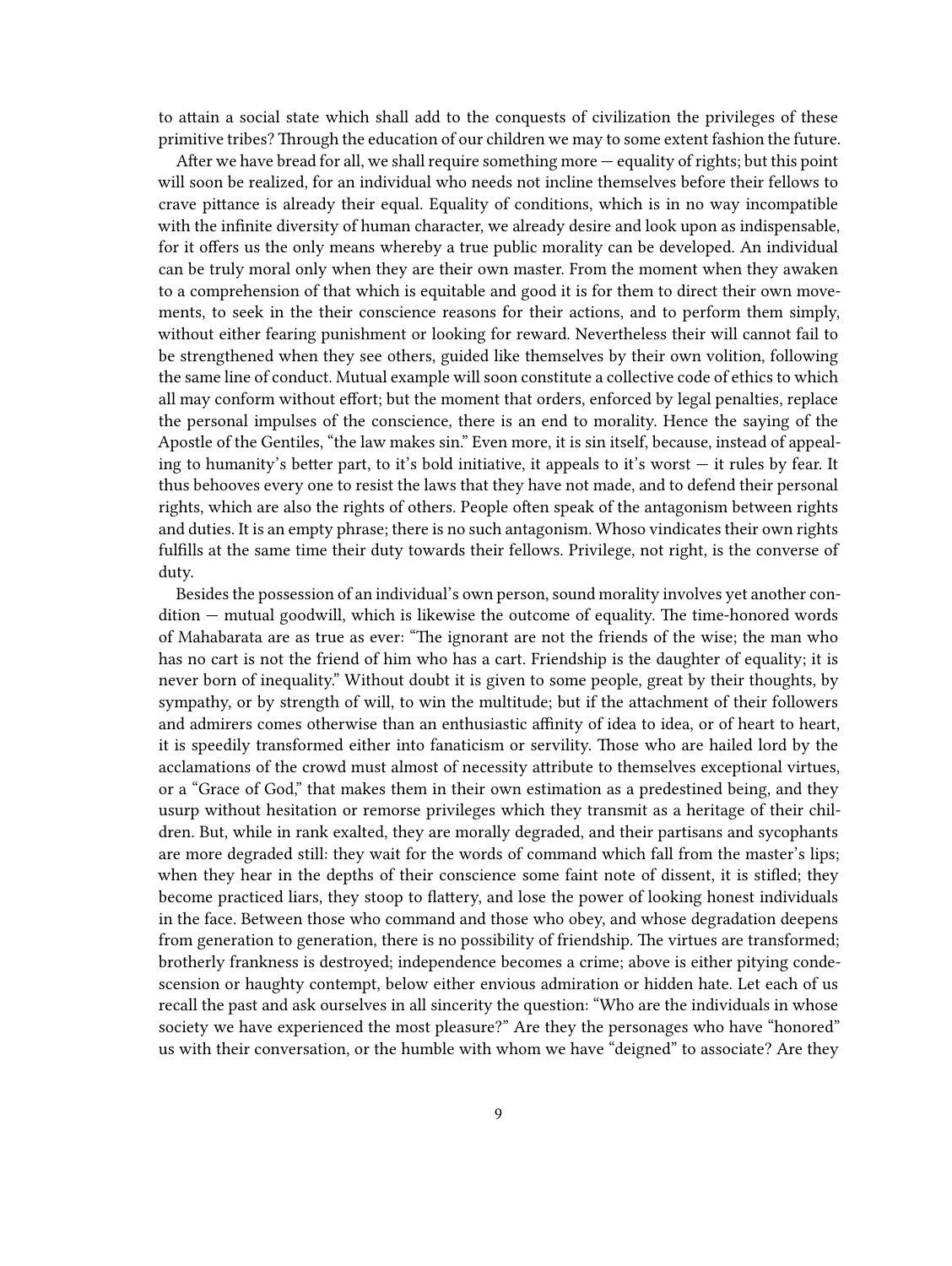to attain a social state which shall add to the conquests of civilization the privileges of these primitive tribes? Through the education of our children we may to some extent fashion the future.

After we have bread for all, we shall require something more — equality of rights; but this point will soon be realized, for an individual who needs not incline themselves before their fellows to crave pittance is already their equal. Equality of conditions, which is in no way incompatible with the infinite diversity of human character, we already desire and look upon as indispensable, for it offers us the only means whereby a true public morality can be developed. An individual can be truly moral only when they are their own master. From the moment when they awaken to a comprehension of that which is equitable and good it is for them to direct their own movements, to seek in the their conscience reasons for their actions, and to perform them simply, without either fearing punishment or looking for reward. Nevertheless their will cannot fail to be strengthened when they see others, guided like themselves by their own volition, following the same line of conduct. Mutual example will soon constitute a collective code of ethics to which all may conform without effort; but the moment that orders, enforced by legal penalties, replace the personal impulses of the conscience, there is an end to morality. Hence the saying of the Apostle of the Gentiles, "the law makes sin." Even more, it is sin itself, because, instead of appealing to humanity's better part, to it's bold initiative, it appeals to it's worst — it rules by fear. It thus behooves every one to resist the laws that they have not made, and to defend their personal rights, which are also the rights of others. People often speak of the antagonism between rights and duties. It is an empty phrase; there is no such antagonism. Whoso vindicates their own rights fulfills at the same time their duty towards their fellows. Privilege, not right, is the converse of duty.

Besides the possession of an individual's own person, sound morality involves yet another condition — mutual goodwill, which is likewise the outcome of equality. The time-honored words of Mahabarata are as true as ever: "The ignorant are not the friends of the wise; the man who has no cart is not the friend of him who has a cart. Friendship is the daughter of equality; it is never born of inequality." Without doubt it is given to some people, great by their thoughts, by sympathy, or by strength of will, to win the multitude; but if the attachment of their followers and admirers comes otherwise than an enthusiastic affinity of idea to idea, or of heart to heart, it is speedily transformed either into fanaticism or servility. Those who are hailed lord by the acclamations of the crowd must almost of necessity attribute to themselves exceptional virtues, or a "Grace of God," that makes them in their own estimation as a predestined being, and they usurp without hesitation or remorse privileges which they transmit as a heritage of their children. But, while in rank exalted, they are morally degraded, and their partisans and sycophants are more degraded still: they wait for the words of command which fall from the master's lips; when they hear in the depths of their conscience some faint note of dissent, it is stifled; they become practiced liars, they stoop to flattery, and lose the power of looking honest individuals in the face. Between those who command and those who obey, and whose degradation deepens from generation to generation, there is no possibility of friendship. The virtues are transformed; brotherly frankness is destroyed; independence becomes a crime; above is either pitying condescension or haughty contempt, below either envious admiration or hidden hate. Let each of us recall the past and ask ourselves in all sincerity the question: "Who are the individuals in whose society we have experienced the most pleasure?" Are they the personages who have "honored" us with their conversation, or the humble with whom we have "deigned" to associate? Are they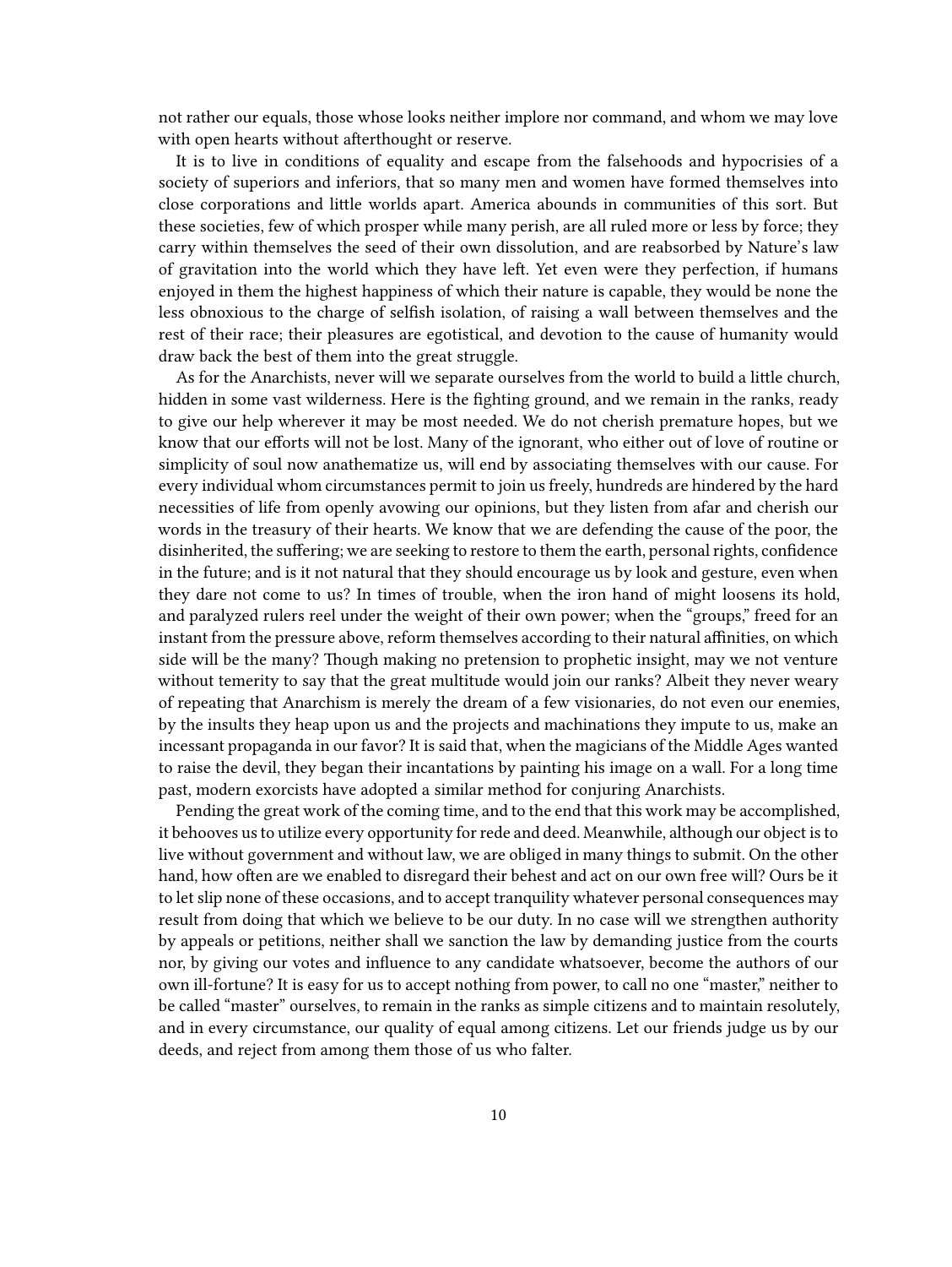not rather our equals, those whose looks neither implore nor command, and whom we may love with open hearts without afterthought or reserve.

It is to live in conditions of equality and escape from the falsehoods and hypocrisies of a society of superiors and inferiors, that so many men and women have formed themselves into close corporations and little worlds apart. America abounds in communities of this sort. But these societies, few of which prosper while many perish, are all ruled more or less by force; they carry within themselves the seed of their own dissolution, and are reabsorbed by Nature's law of gravitation into the world which they have left. Yet even were they perfection, if humans enjoyed in them the highest happiness of which their nature is capable, they would be none the less obnoxious to the charge of selfish isolation, of raising a wall between themselves and the rest of their race; their pleasures are egotistical, and devotion to the cause of humanity would draw back the best of them into the great struggle.

As for the Anarchists, never will we separate ourselves from the world to build a little church, hidden in some vast wilderness. Here is the fighting ground, and we remain in the ranks, ready to give our help wherever it may be most needed. We do not cherish premature hopes, but we know that our efforts will not be lost. Many of the ignorant, who either out of love of routine or simplicity of soul now anathematize us, will end by associating themselves with our cause. For every individual whom circumstances permit to join us freely, hundreds are hindered by the hard necessities of life from openly avowing our opinions, but they listen from afar and cherish our words in the treasury of their hearts. We know that we are defending the cause of the poor, the disinherited, the suffering; we are seeking to restore to them the earth, personal rights, confidence in the future; and is it not natural that they should encourage us by look and gesture, even when they dare not come to us? In times of trouble, when the iron hand of might loosens its hold, and paralyzed rulers reel under the weight of their own power; when the "groups," freed for an instant from the pressure above, reform themselves according to their natural affinities, on which side will be the many? Though making no pretension to prophetic insight, may we not venture without temerity to say that the great multitude would join our ranks? Albeit they never weary of repeating that Anarchism is merely the dream of a few visionaries, do not even our enemies, by the insults they heap upon us and the projects and machinations they impute to us, make an incessant propaganda in our favor? It is said that, when the magicians of the Middle Ages wanted to raise the devil, they began their incantations by painting his image on a wall. For a long time past, modern exorcists have adopted a similar method for conjuring Anarchists.

Pending the great work of the coming time, and to the end that this work may be accomplished, it behooves us to utilize every opportunity for rede and deed. Meanwhile, although our object is to live without government and without law, we are obliged in many things to submit. On the other hand, how often are we enabled to disregard their behest and act on our own free will? Ours be it to let slip none of these occasions, and to accept tranquility whatever personal consequences may result from doing that which we believe to be our duty. In no case will we strengthen authority by appeals or petitions, neither shall we sanction the law by demanding justice from the courts nor, by giving our votes and influence to any candidate whatsoever, become the authors of our own ill-fortune? It is easy for us to accept nothing from power, to call no one "master," neither to be called "master" ourselves, to remain in the ranks as simple citizens and to maintain resolutely, and in every circumstance, our quality of equal among citizens. Let our friends judge us by our deeds, and reject from among them those of us who falter.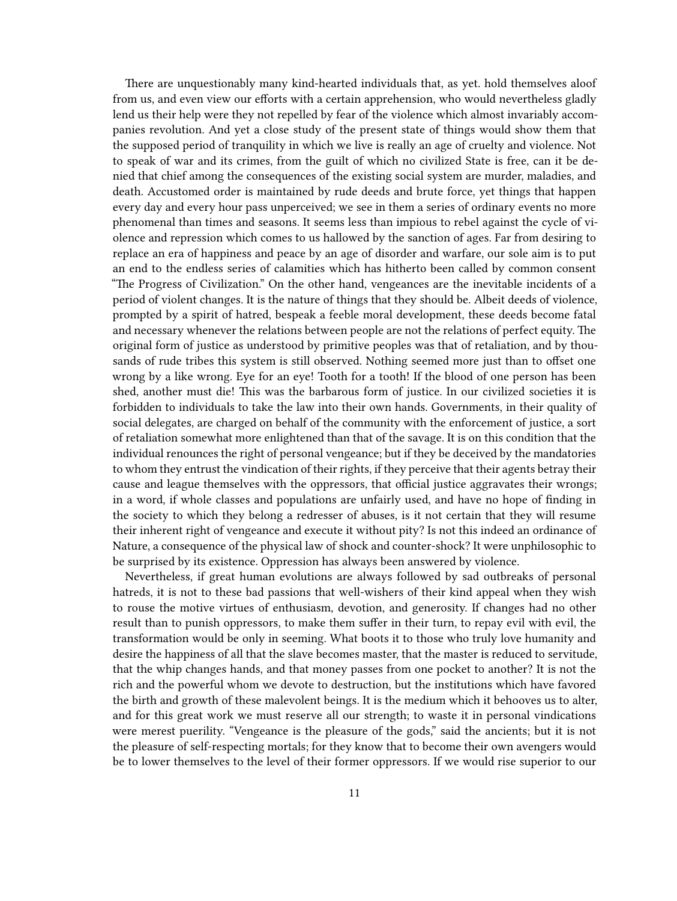There are unquestionably many kind-hearted individuals that, as yet. hold themselves aloof from us, and even view our efforts with a certain apprehension, who would nevertheless gladly lend us their help were they not repelled by fear of the violence which almost invariably accompanies revolution. And yet a close study of the present state of things would show them that the supposed period of tranquility in which we live is really an age of cruelty and violence. Not to speak of war and its crimes, from the guilt of which no civilized State is free, can it be denied that chief among the consequences of the existing social system are murder, maladies, and death. Accustomed order is maintained by rude deeds and brute force, yet things that happen every day and every hour pass unperceived; we see in them a series of ordinary events no more phenomenal than times and seasons. It seems less than impious to rebel against the cycle of violence and repression which comes to us hallowed by the sanction of ages. Far from desiring to replace an era of happiness and peace by an age of disorder and warfare, our sole aim is to put an end to the endless series of calamities which has hitherto been called by common consent "The Progress of Civilization." On the other hand, vengeances are the inevitable incidents of a period of violent changes. It is the nature of things that they should be. Albeit deeds of violence, prompted by a spirit of hatred, bespeak a feeble moral development, these deeds become fatal and necessary whenever the relations between people are not the relations of perfect equity. The original form of justice as understood by primitive peoples was that of retaliation, and by thousands of rude tribes this system is still observed. Nothing seemed more just than to offset one wrong by a like wrong. Eye for an eye! Tooth for a tooth! If the blood of one person has been shed, another must die! This was the barbarous form of justice. In our civilized societies it is forbidden to individuals to take the law into their own hands. Governments, in their quality of social delegates, are charged on behalf of the community with the enforcement of justice, a sort of retaliation somewhat more enlightened than that of the savage. It is on this condition that the individual renounces the right of personal vengeance; but if they be deceived by the mandatories to whom they entrust the vindication of their rights, if they perceive that their agents betray their cause and league themselves with the oppressors, that official justice aggravates their wrongs; in a word, if whole classes and populations are unfairly used, and have no hope of finding in the society to which they belong a redresser of abuses, is it not certain that they will resume their inherent right of vengeance and execute it without pity? Is not this indeed an ordinance of Nature, a consequence of the physical law of shock and counter-shock? It were unphilosophic to be surprised by its existence. Oppression has always been answered by violence.

Nevertheless, if great human evolutions are always followed by sad outbreaks of personal hatreds, it is not to these bad passions that well-wishers of their kind appeal when they wish to rouse the motive virtues of enthusiasm, devotion, and generosity. If changes had no other result than to punish oppressors, to make them suffer in their turn, to repay evil with evil, the transformation would be only in seeming. What boots it to those who truly love humanity and desire the happiness of all that the slave becomes master, that the master is reduced to servitude, that the whip changes hands, and that money passes from one pocket to another? It is not the rich and the powerful whom we devote to destruction, but the institutions which have favored the birth and growth of these malevolent beings. It is the medium which it behooves us to alter, and for this great work we must reserve all our strength; to waste it in personal vindications were merest puerility. "Vengeance is the pleasure of the gods," said the ancients; but it is not the pleasure of self-respecting mortals; for they know that to become their own avengers would be to lower themselves to the level of their former oppressors. If we would rise superior to our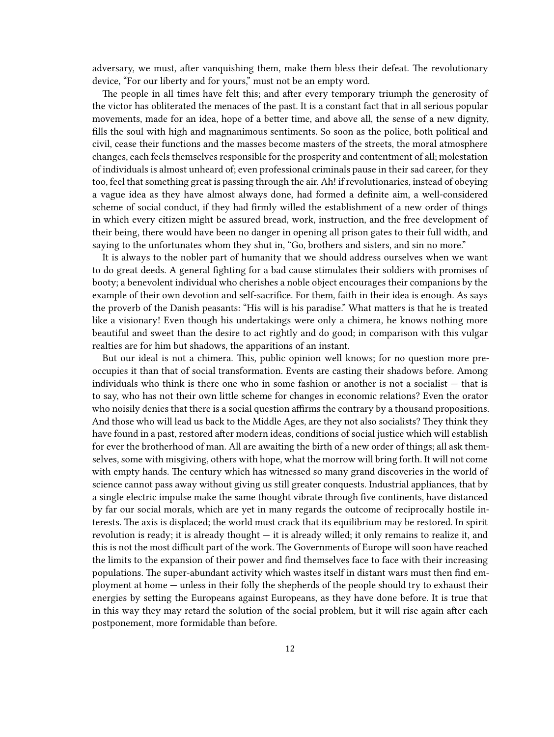adversary, we must, after vanquishing them, make them bless their defeat. The revolutionary device, "For our liberty and for yours," must not be an empty word.

The people in all times have felt this; and after every temporary triumph the generosity of the victor has obliterated the menaces of the past. It is a constant fact that in all serious popular movements, made for an idea, hope of a better time, and above all, the sense of a new dignity, fills the soul with high and magnanimous sentiments. So soon as the police, both political and civil, cease their functions and the masses become masters of the streets, the moral atmosphere changes, each feels themselves responsible for the prosperity and contentment of all; molestation of individuals is almost unheard of; even professional criminals pause in their sad career, for they too, feel that something great is passing through the air. Ah! if revolutionaries, instead of obeying a vague idea as they have almost always done, had formed a definite aim, a well-considered scheme of social conduct, if they had firmly willed the establishment of a new order of things in which every citizen might be assured bread, work, instruction, and the free development of their being, there would have been no danger in opening all prison gates to their full width, and saying to the unfortunates whom they shut in, "Go, brothers and sisters, and sin no more."

It is always to the nobler part of humanity that we should address ourselves when we want to do great deeds. A general fighting for a bad cause stimulates their soldiers with promises of booty; a benevolent individual who cherishes a noble object encourages their companions by the example of their own devotion and self-sacrifice. For them, faith in their idea is enough. As says the proverb of the Danish peasants: "His will is his paradise." What matters is that he is treated like a visionary! Even though his undertakings were only a chimera, he knows nothing more beautiful and sweet than the desire to act rightly and do good; in comparison with this vulgar realties are for him but shadows, the apparitions of an instant.

But our ideal is not a chimera. This, public opinion well knows; for no question more preoccupies it than that of social transformation. Events are casting their shadows before. Among individuals who think is there one who in some fashion or another is not a socialist — that is to say, who has not their own little scheme for changes in economic relations? Even the orator who noisily denies that there is a social question affirms the contrary by a thousand propositions. And those who will lead us back to the Middle Ages, are they not also socialists? They think they have found in a past, restored after modern ideas, conditions of social justice which will establish for ever the brotherhood of man. All are awaiting the birth of a new order of things; all ask themselves, some with misgiving, others with hope, what the morrow will bring forth. It will not come with empty hands. The century which has witnessed so many grand discoveries in the world of science cannot pass away without giving us still greater conquests. Industrial appliances, that by a single electric impulse make the same thought vibrate through five continents, have distanced by far our social morals, which are yet in many regards the outcome of reciprocally hostile interests. The axis is displaced; the world must crack that its equilibrium may be restored. In spirit revolution is ready; it is already thought — it is already willed; it only remains to realize it, and this is not the most difficult part of the work. The Governments of Europe will soon have reached the limits to the expansion of their power and find themselves face to face with their increasing populations. The super-abundant activity which wastes itself in distant wars must then find employment at home — unless in their folly the shepherds of the people should try to exhaust their energies by setting the Europeans against Europeans, as they have done before. It is true that in this way they may retard the solution of the social problem, but it will rise again after each postponement, more formidable than before.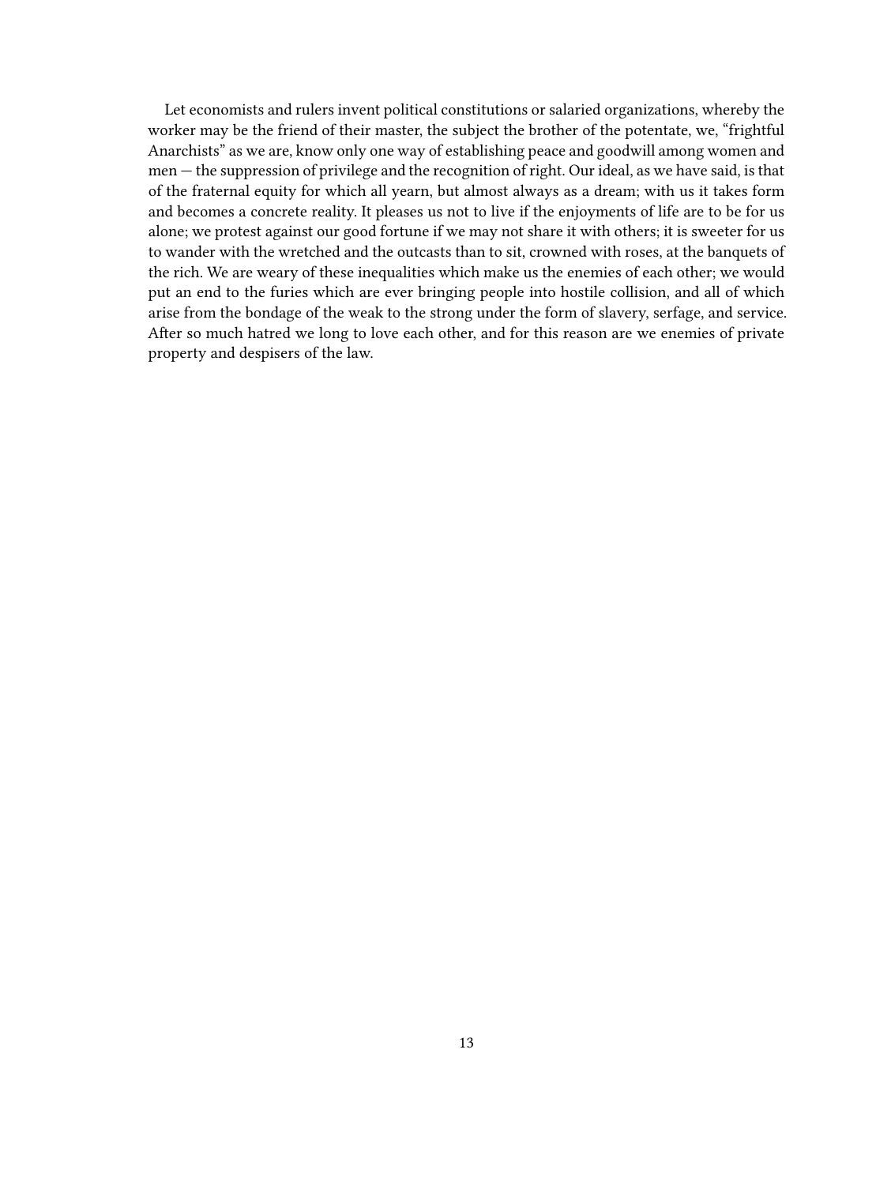Let economists and rulers invent political constitutions or salaried organizations, whereby the worker may be the friend of their master, the subject the brother of the potentate, we, "frightful Anarchists" as we are, know only one way of establishing peace and goodwill among women and men — the suppression of privilege and the recognition of right. Our ideal, as we have said, is that of the fraternal equity for which all yearn, but almost always as a dream; with us it takes form and becomes a concrete reality. It pleases us not to live if the enjoyments of life are to be for us alone; we protest against our good fortune if we may not share it with others; it is sweeter for us to wander with the wretched and the outcasts than to sit, crowned with roses, at the banquets of the rich. We are weary of these inequalities which make us the enemies of each other; we would put an end to the furies which are ever bringing people into hostile collision, and all of which arise from the bondage of the weak to the strong under the form of slavery, serfage, and service. After so much hatred we long to love each other, and for this reason are we enemies of private property and despisers of the law.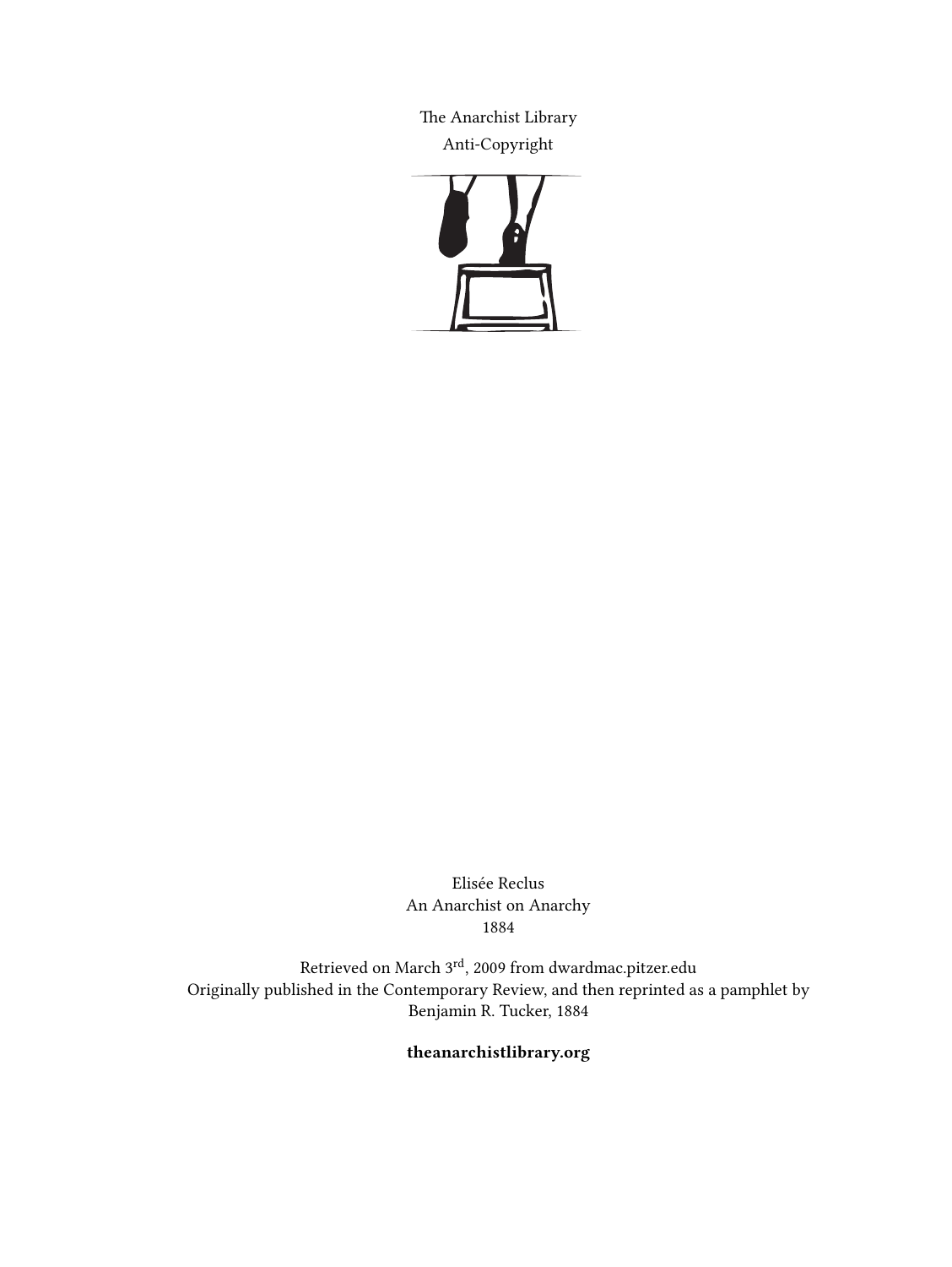The Anarchist Library
Anti-Copyright

Elisée Reclus
An Anarchist on Anarchy
1884

Retrieved on March 3rd, 2009 from dwardmac.pitzer.edu
Originally published in the Contemporary Review, and then reprinted as a pamphlet by Benjamin R. Tucker, 1884

**theanarchistlibrary.org**